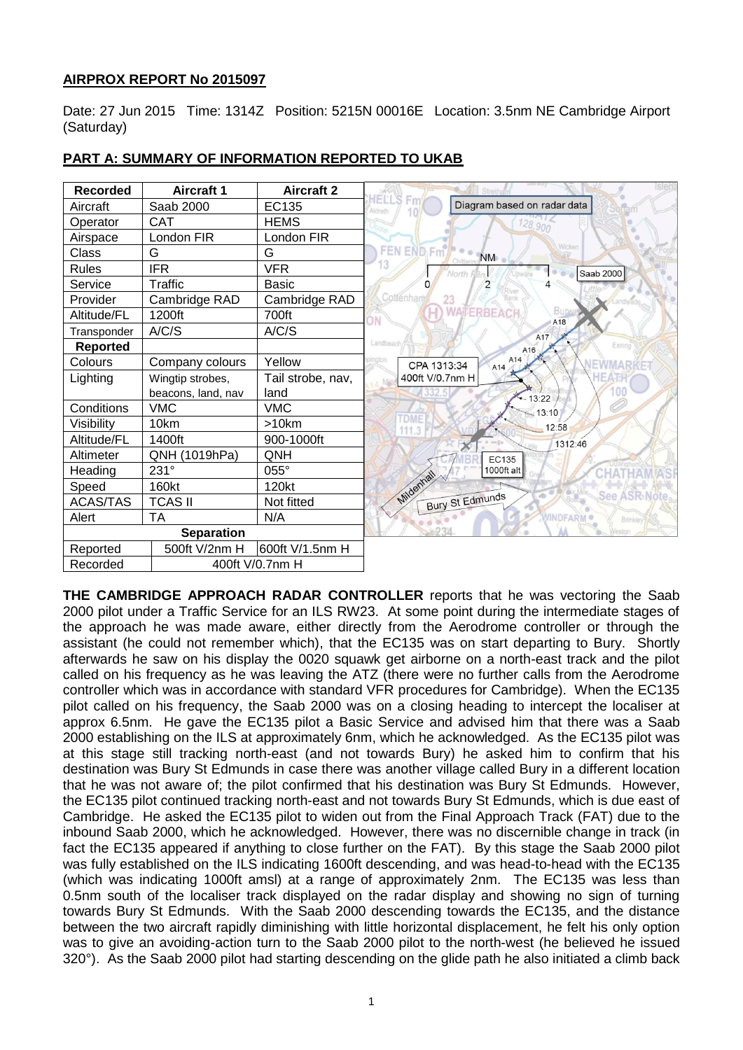## AIRPROX REPORT No 2015097

Date: 27 Jun 2015 Time: 1314Z Position: 5215N 00016E Location: 3.5nm NE Cambridge Airport (Saturday)

## PART A: SUMMARY OF INFORMATION REPORTED TO UKAB

| Recorded | Aircraft 1 | Aircraft 2 |
|---|---|---|
| Aircraft | Saab 2000 | EC135 |
| Operator | CAT | HEMS |
| Airspace | London FIR | London FIR |
| Class | G | G |
| Rules | IFR | VFR |
| Service | Traffic | Basic |
| Provider | Cambridge RAD | Cambridge RAD |
| Altitude/FL | 1200ft | 700ft |
| Transponder | A/C/S | A/C/S |
| **Reported** | | |
| Colours | Company colours | Yellow |
| Lighting | Wingtip strobes, beacons, land, nav | Tail strobe, nav, land |
| Conditions | VMC | VMC |
| Visibility | 10km | >10km |
| Altitude/FL | 1400ft | 900-1000ft |
| Altimeter | QNH (1019hPa) | QNH |
| Heading | 231° | 055° |
| Speed | 160kt | 120kt |
| ACAS/TAS | TCAS II | Not fitted |
| Alert | TA | N/A |
| **Separation** | | |
| Reported | 500ft V/2nm H | 600ft V/1.5nm H |
| Recorded | 400ft V/0.7nm H | |

Diagram based on radar data

**THE CAMBRIDGE APPROACH RADAR CONTROLLER** reports that he was vectoring the Saab 2000 pilot under a Traffic Service for an ILS RW23. At some point during the intermediate stages of the approach he was made aware, either directly from the Aerodrome controller or through the assistant (he could not remember which), that the EC135 was on start departing to Bury. Shortly afterwards he saw on his display the 0020 squawk get airborne on a north-east track and the pilot called on his frequency as he was leaving the ATZ (there were no further calls from the Aerodrome controller which was in accordance with standard VFR procedures for Cambridge). When the EC135 pilot called on his frequency, the Saab 2000 was on a closing heading to intercept the localiser at approx 6.5nm. He gave the EC135 pilot a Basic Service and advised him that there was a Saab 2000 establishing on the ILS at approximately 6nm, which he acknowledged. As the EC135 pilot was at this stage still tracking north-east (and not towards Bury) he asked him to confirm that his destination was Bury St Edmunds in case there was another village called Bury in a different location that he was not aware of; the pilot confirmed that his destination was Bury St Edmunds. However, the EC135 pilot continued tracking north-east and not towards Bury St Edmunds, which is due east of Cambridge. He asked the EC135 pilot to widen out from the Final Approach Track (FAT) due to the inbound Saab 2000, which he acknowledged. However, there was no discernible change in track (in fact the EC135 appeared if anything to close further on the FAT). By this stage the Saab 2000 pilot was fully established on the ILS indicating 1600ft descending, and was head-to-head with the EC135 (which was indicating 1000ft amsl) at a range of approximately 2nm. The EC135 was less than 0.5nm south of the localiser track displayed on the radar display and showing no sign of turning towards Bury St Edmunds. With the Saab 2000 descending towards the EC135, and the distance between the two aircraft rapidly diminishing with little horizontal displacement, he felt his only option was to give an avoiding-action turn to the Saab 2000 pilot to the north-west (he believed he issued 320°). As the Saab 2000 pilot had starting descending on the glide path he also initiated a climb back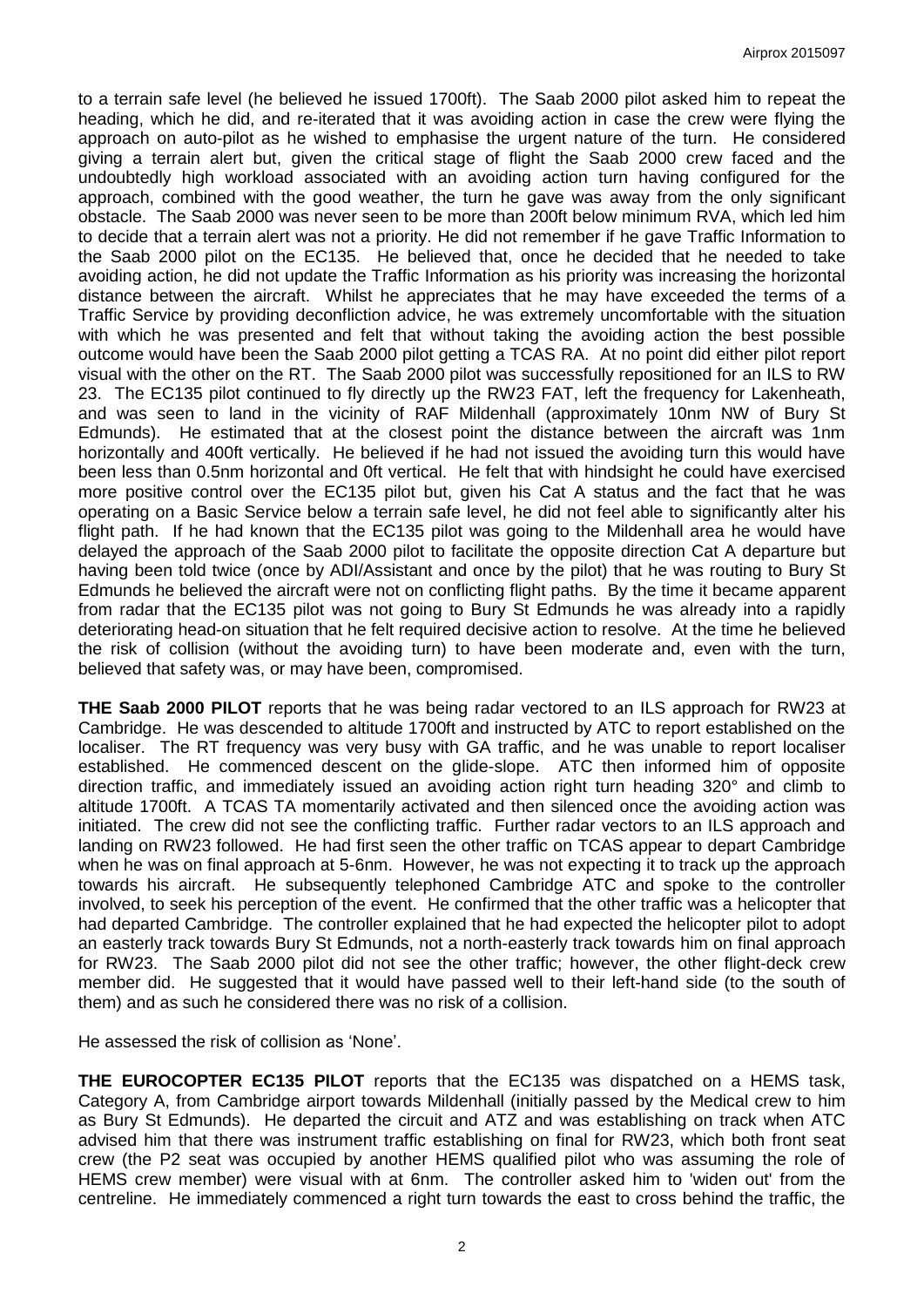to a terrain safe level (he believed he issued 1700ft). The Saab 2000 pilot asked him to repeat the heading, which he did, and re-iterated that it was avoiding action in case the crew were flying the approach on auto-pilot as he wished to emphasise the urgent nature of the turn. He considered giving a terrain alert but, given the critical stage of flight the Saab 2000 crew faced and the undoubtedly high workload associated with an avoiding action turn having configured for the approach, combined with the good weather, the turn he gave was away from the only significant obstacle. The Saab 2000 was never seen to be more than 200ft below minimum RVA, which led him to decide that a terrain alert was not a priority. He did not remember if he gave Traffic Information to the Saab 2000 pilot on the EC135. He believed that, once he decided that he needed to take avoiding action, he did not update the Traffic Information as his priority was increasing the horizontal distance between the aircraft. Whilst he appreciates that he may have exceeded the terms of a Traffic Service by providing deconfliction advice, he was extremely uncomfortable with the situation with which he was presented and felt that without taking the avoiding action the best possible outcome would have been the Saab 2000 pilot getting a TCAS RA. At no point did either pilot report visual with the other on the RT. The Saab 2000 pilot was successfully repositioned for an ILS to RW 23. The EC135 pilot continued to fly directly up the RW23 FAT, left the frequency for Lakenheath, and was seen to land in the vicinity of RAF Mildenhall (approximately 10nm NW of Bury St Edmunds). He estimated that at the closest point the distance between the aircraft was 1nm horizontally and 400ft vertically. He believed if he had not issued the avoiding turn this would have been less than 0.5nm horizontal and 0ft vertical. He felt that with hindsight he could have exercised more positive control over the EC135 pilot but, given his Cat A status and the fact that he was operating on a Basic Service below a terrain safe level, he did not feel able to significantly alter his flight path. If he had known that the EC135 pilot was going to the Mildenhall area he would have delayed the approach of the Saab 2000 pilot to facilitate the opposite direction Cat A departure but having been told twice (once by ADI/Assistant and once by the pilot) that he was routing to Bury St Edmunds he believed the aircraft were not on conflicting flight paths. By the time it became apparent from radar that the EC135 pilot was not going to Bury St Edmunds he was already into a rapidly deteriorating head-on situation that he felt required decisive action to resolve. At the time he believed the risk of collision (without the avoiding turn) to have been moderate and, even with the turn, believed that safety was, or may have been, compromised.

**THE Saab 2000 PILOT** reports that he was being radar vectored to an ILS approach for RW23 at Cambridge. He was descended to altitude 1700ft and instructed by ATC to report established on the localiser. The RT frequency was very busy with GA traffic, and he was unable to report localiser established. He commenced descent on the glide-slope. ATC then informed him of opposite direction traffic, and immediately issued an avoiding action right turn heading 320° and climb to altitude 1700ft. A TCAS TA momentarily activated and then silenced once the avoiding action was initiated. The crew did not see the conflicting traffic. Further radar vectors to an ILS approach and landing on RW23 followed. He had first seen the other traffic on TCAS appear to depart Cambridge when he was on final approach at 5-6nm. However, he was not expecting it to track up the approach towards his aircraft. He subsequently telephoned Cambridge ATC and spoke to the controller involved, to seek his perception of the event. He confirmed that the other traffic was a helicopter that had departed Cambridge. The controller explained that he had expected the helicopter pilot to adopt an easterly track towards Bury St Edmunds, not a north-easterly track towards him on final approach for RW23. The Saab 2000 pilot did not see the other traffic; however, the other flight-deck crew member did. He suggested that it would have passed well to their left-hand side (to the south of them) and as such he considered there was no risk of a collision.

He assessed the risk of collision as 'None'.

**THE EUROCOPTER EC135 PILOT** reports that the EC135 was dispatched on a HEMS task, Category A, from Cambridge airport towards Mildenhall (initially passed by the Medical crew to him as Bury St Edmunds). He departed the circuit and ATZ and was establishing on track when ATC advised him that there was instrument traffic establishing on final for RW23, which both front seat crew (the P2 seat was occupied by another HEMS qualified pilot who was assuming the role of HEMS crew member) were visual with at 6nm. The controller asked him to 'widen out' from the centreline. He immediately commenced a right turn towards the east to cross behind the traffic, the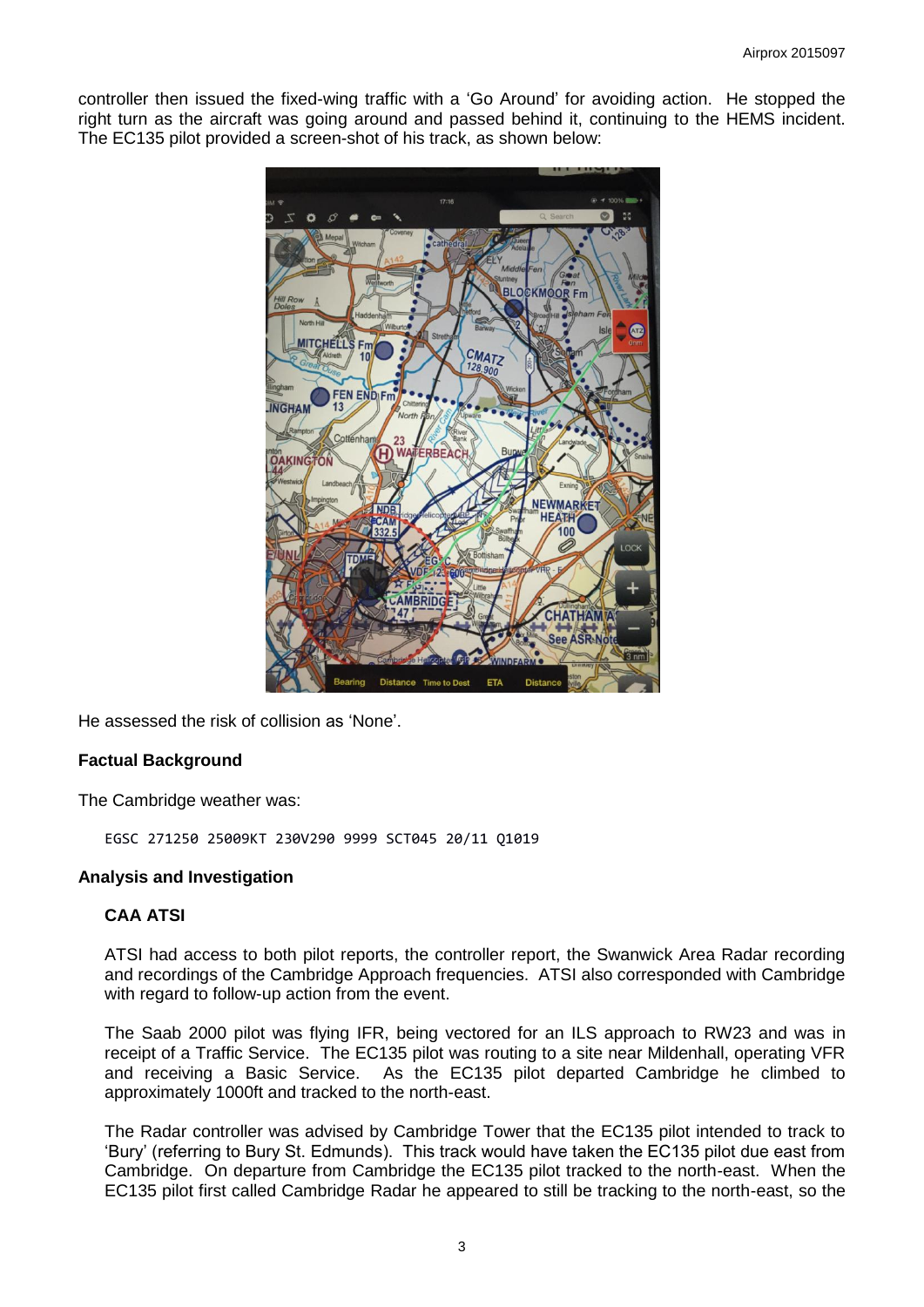controller then issued the fixed-wing traffic with a 'Go Around' for avoiding action. He stopped the right turn as the aircraft was going around and passed behind it, continuing to the HEMS incident. The EC135 pilot provided a screen-shot of his track, as shown below:

He assessed the risk of collision as 'None'.

## Factual Background

The Cambridge weather was:

```
EGSC 271250 25009KT 230V290 9999 SCT045 20/11 Q1019
```

## Analysis and Investigation

### CAA ATSI

ATSI had access to both pilot reports, the controller report, the Swanwick Area Radar recording and recordings of the Cambridge Approach frequencies. ATSI also corresponded with Cambridge with regard to follow-up action from the event.

The Saab 2000 pilot was flying IFR, being vectored for an ILS approach to RW23 and was in receipt of a Traffic Service. The EC135 pilot was routing to a site near Mildenhall, operating VFR and receiving a Basic Service. As the EC135 pilot departed Cambridge he climbed to approximately 1000ft and tracked to the north-east.

The Radar controller was advised by Cambridge Tower that the EC135 pilot intended to track to 'Bury' (referring to Bury St. Edmunds). This track would have taken the EC135 pilot due east from Cambridge. On departure from Cambridge the EC135 pilot tracked to the north-east. When the EC135 pilot first called Cambridge Radar he appeared to still be tracking to the north-east, so the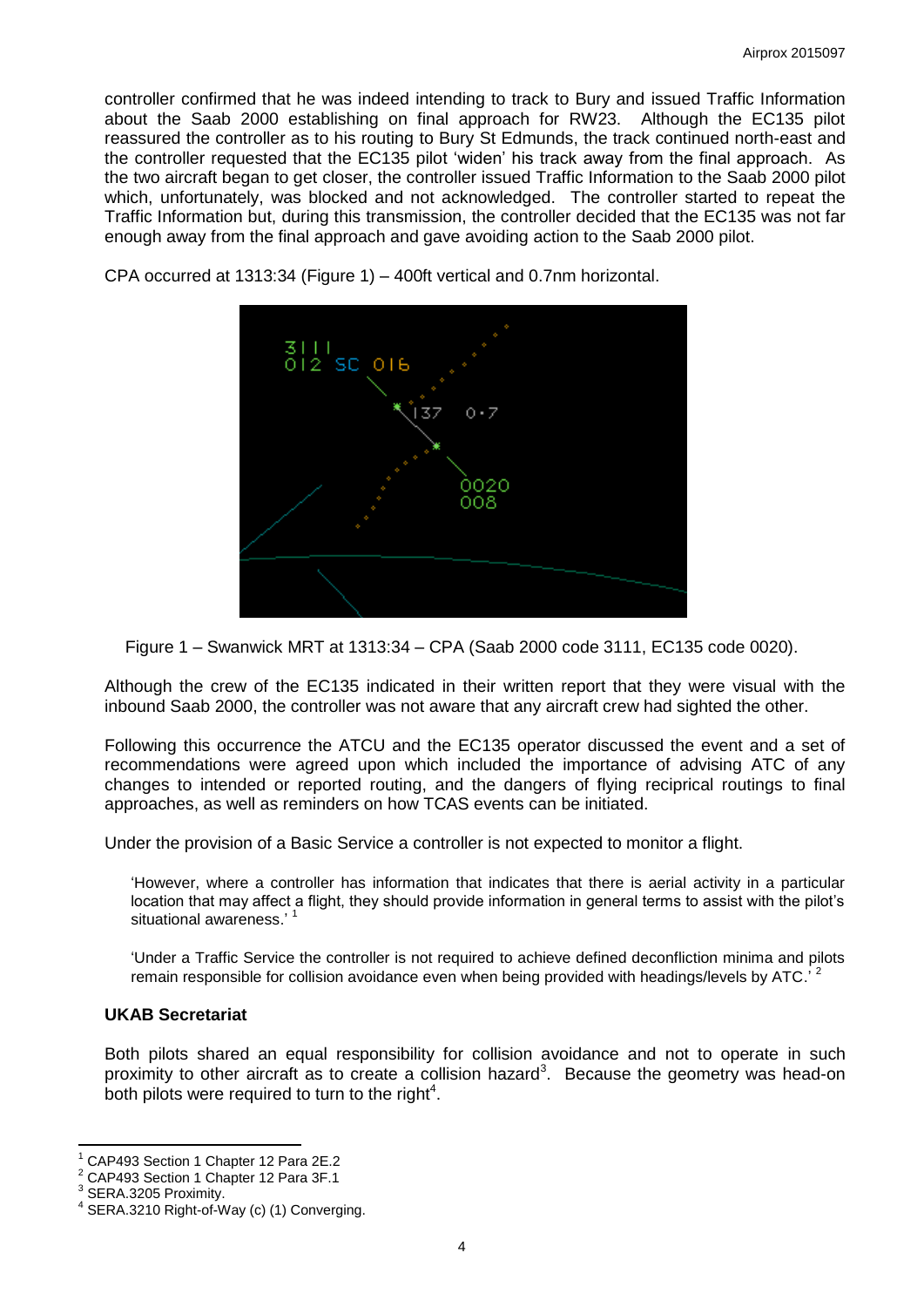controller confirmed that he was indeed intending to track to Bury and issued Traffic Information about the Saab 2000 establishing on final approach for RW23. Although the EC135 pilot reassured the controller as to his routing to Bury St Edmunds, the track continued north-east and the controller requested that the EC135 pilot 'widen' his track away from the final approach. As the two aircraft began to get closer, the controller issued Traffic Information to the Saab 2000 pilot which, unfortunately, was blocked and not acknowledged. The controller started to repeat the Traffic Information but, during this transmission, the controller decided that the EC135 was not far enough away from the final approach and gave avoiding action to the Saab 2000 pilot.

CPA occurred at 1313:34 (Figure 1) – 400ft vertical and 0.7nm horizontal.

Figure 1 – Swanwick MRT at 1313:34 – CPA (Saab 2000 code 3111, EC135 code 0020).

Although the crew of the EC135 indicated in their written report that they were visual with the inbound Saab 2000, the controller was not aware that any aircraft crew had sighted the other.

Following this occurrence the ATCU and the EC135 operator discussed the event and a set of recommendations were agreed upon which included the importance of advising ATC of any changes to intended or reported routing, and the dangers of flying reciprical routings to final approaches, as well as reminders on how TCAS events can be initiated.

Under the provision of a Basic Service a controller is not expected to monitor a flight.

> 'However, where a controller has information that indicates that there is aerial activity in a particular location that may affect a flight, they should provide information in general terms to assist with the pilot's situational awareness.' [1]

> 'Under a Traffic Service the controller is not required to achieve defined deconfliction minima and pilots remain responsible for collision avoidance even when being provided with headings/levels by ATC.' [2]

### UKAB Secretariat

Both pilots shared an equal responsibility for collision avoidance and not to operate in such proximity to other aircraft as to create a collision hazard[3]. Because the geometry was head-on both pilots were required to turn to the right[4].

---

[1] CAP493 Section 1 Chapter 12 Para 2E.2
[2] CAP493 Section 1 Chapter 12 Para 3F.1
[3] SERA.3205 Proximity.
[4] SERA.3210 Right-of-Way (c) (1) Converging.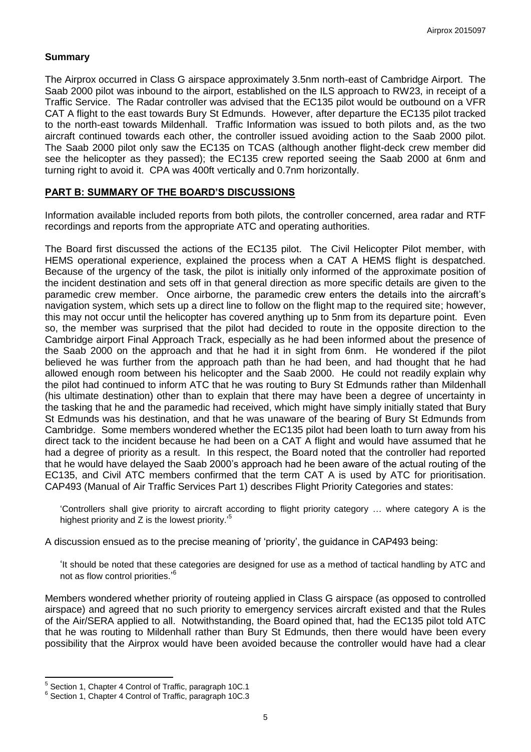## Summary

The Airprox occurred in Class G airspace approximately 3.5nm north-east of Cambridge Airport. The Saab 2000 pilot was inbound to the airport, established on the ILS approach to RW23, in receipt of a Traffic Service. The Radar controller was advised that the EC135 pilot would be outbound on a VFR CAT A flight to the east towards Bury St Edmunds. However, after departure the EC135 pilot tracked to the north-east towards Mildenhall. Traffic Information was issued to both pilots and, as the two aircraft continued towards each other, the controller issued avoiding action to the Saab 2000 pilot. The Saab 2000 pilot only saw the EC135 on TCAS (although another flight-deck crew member did see the helicopter as they passed); the EC135 crew reported seeing the Saab 2000 at 6nm and turning right to avoid it. CPA was 400ft vertically and 0.7nm horizontally.

## PART B: SUMMARY OF THE BOARD'S DISCUSSIONS

Information available included reports from both pilots, the controller concerned, area radar and RTF recordings and reports from the appropriate ATC and operating authorities.

The Board first discussed the actions of the EC135 pilot. The Civil Helicopter Pilot member, with HEMS operational experience, explained the process when a CAT A HEMS flight is despatched. Because of the urgency of the task, the pilot is initially only informed of the approximate position of the incident destination and sets off in that general direction as more specific details are given to the paramedic crew member. Once airborne, the paramedic crew enters the details into the aircraft's navigation system, which sets up a direct line to follow on the flight map to the required site; however, this may not occur until the helicopter has covered anything up to 5nm from its departure point. Even so, the member was surprised that the pilot had decided to route in the opposite direction to the Cambridge airport Final Approach Track, especially as he had been informed about the presence of the Saab 2000 on the approach and that he had it in sight from 6nm. He wondered if the pilot believed he was further from the approach path than he had been, and had thought that he had allowed enough room between his helicopter and the Saab 2000. He could not readily explain why the pilot had continued to inform ATC that he was routing to Bury St Edmunds rather than Mildenhall (his ultimate destination) other than to explain that there may have been a degree of uncertainty in the tasking that he and the paramedic had received, which might have simply initially stated that Bury St Edmunds was his destination, and that he was unaware of the bearing of Bury St Edmunds from Cambridge. Some members wondered whether the EC135 pilot had been loath to turn away from his direct tack to the incident because he had been on a CAT A flight and would have assumed that he had a degree of priority as a result. In this respect, the Board noted that the controller had reported that he would have delayed the Saab 2000's approach had he been aware of the actual routing of the EC135, and Civil ATC members confirmed that the term CAT A is used by ATC for prioritisation. CAP493 (Manual of Air Traffic Services Part 1) describes Flight Priority Categories and states:

> 'Controllers shall give priority to aircraft according to flight priority category … where category A is the highest priority and Z is the lowest priority.'[5]

A discussion ensued as to the precise meaning of 'priority', the guidance in CAP493 being:

> 'It should be noted that these categories are designed for use as a method of tactical handling by ATC and not as flow control priorities.'[6]

Members wondered whether priority of routeing applied in Class G airspace (as opposed to controlled airspace) and agreed that no such priority to emergency services aircraft existed and that the Rules of the Air/SERA applied to all. Notwithstanding, the Board opined that, had the EC135 pilot told ATC that he was routing to Mildenhall rather than Bury St Edmunds, then there would have been every possibility that the Airprox would have been avoided because the controller would have had a clear

---

[5] Section 1, Chapter 4 Control of Traffic, paragraph 10C.1

[6] Section 1, Chapter 4 Control of Traffic, paragraph 10C.3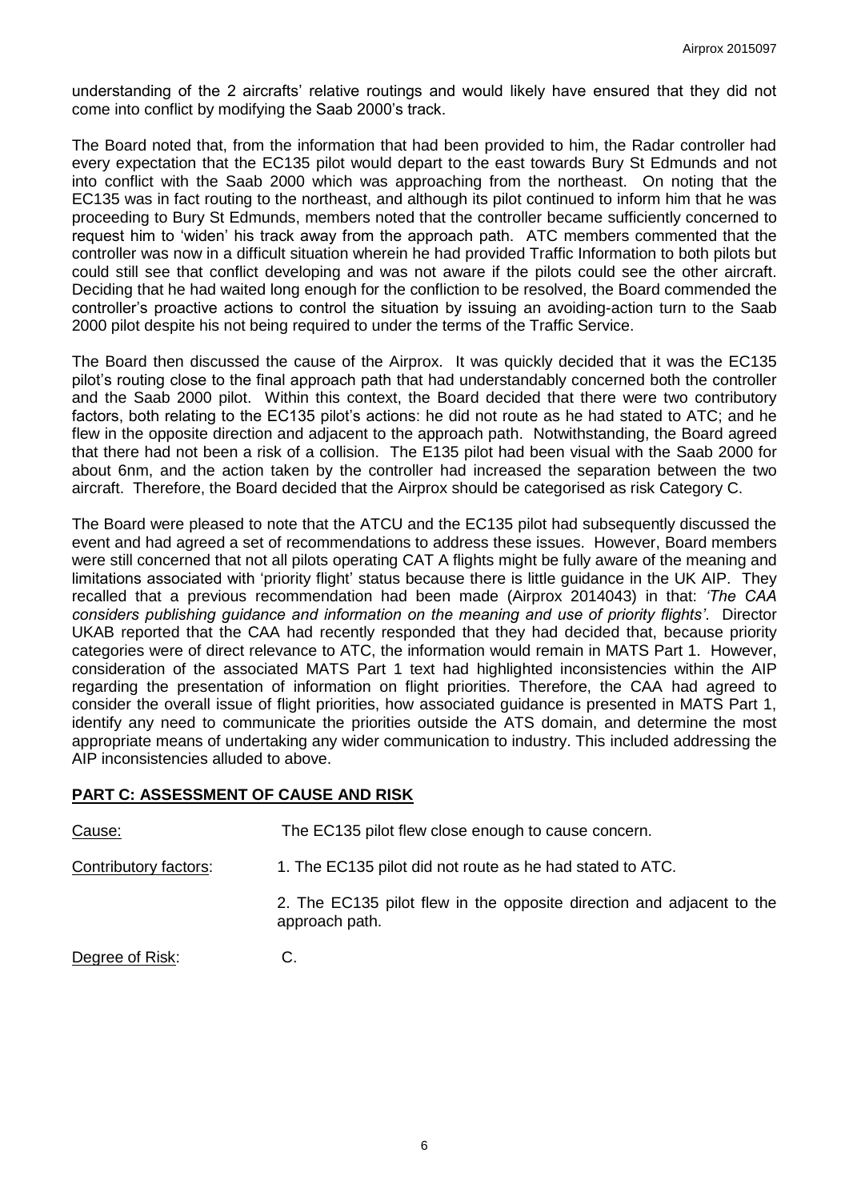understanding of the 2 aircrafts' relative routings and would likely have ensured that they did not come into conflict by modifying the Saab 2000's track.

The Board noted that, from the information that had been provided to him, the Radar controller had every expectation that the EC135 pilot would depart to the east towards Bury St Edmunds and not into conflict with the Saab 2000 which was approaching from the northeast. On noting that the EC135 was in fact routing to the northeast, and although its pilot continued to inform him that he was proceeding to Bury St Edmunds, members noted that the controller became sufficiently concerned to request him to 'widen' his track away from the approach path. ATC members commented that the controller was now in a difficult situation wherein he had provided Traffic Information to both pilots but could still see that conflict developing and was not aware if the pilots could see the other aircraft. Deciding that he had waited long enough for the confliction to be resolved, the Board commended the controller's proactive actions to control the situation by issuing an avoiding-action turn to the Saab 2000 pilot despite his not being required to under the terms of the Traffic Service.

The Board then discussed the cause of the Airprox. It was quickly decided that it was the EC135 pilot's routing close to the final approach path that had understandably concerned both the controller and the Saab 2000 pilot. Within this context, the Board decided that there were two contributory factors, both relating to the EC135 pilot's actions: he did not route as he had stated to ATC; and he flew in the opposite direction and adjacent to the approach path. Notwithstanding, the Board agreed that there had not been a risk of a collision. The E135 pilot had been visual with the Saab 2000 for about 6nm, and the action taken by the controller had increased the separation between the two aircraft. Therefore, the Board decided that the Airprox should be categorised as risk Category C.

The Board were pleased to note that the ATCU and the EC135 pilot had subsequently discussed the event and had agreed a set of recommendations to address these issues. However, Board members were still concerned that not all pilots operating CAT A flights might be fully aware of the meaning and limitations associated with 'priority flight' status because there is little guidance in the UK AIP. They recalled that a previous recommendation had been made (Airprox 2014043) in that: *'The CAA considers publishing guidance and information on the meaning and use of priority flights'*. Director UKAB reported that the CAA had recently responded that they had decided that, because priority categories were of direct relevance to ATC, the information would remain in MATS Part 1. However, consideration of the associated MATS Part 1 text had highlighted inconsistencies within the AIP regarding the presentation of information on flight priorities. Therefore, the CAA had agreed to consider the overall issue of flight priorities, how associated guidance is presented in MATS Part 1, identify any need to communicate the priorities outside the ATS domain, and determine the most appropriate means of undertaking any wider communication to industry. This included addressing the AIP inconsistencies alluded to above.

## PART C: ASSESSMENT OF CAUSE AND RISK

| | |
|---|---|
| Cause: | The EC135 pilot flew close enough to cause concern. |
| Contributory factors: | 1. The EC135 pilot did not route as he had stated to ATC. |
| | 2. The EC135 pilot flew in the opposite direction and adjacent to the approach path. |
| Degree of Risk: | C. |